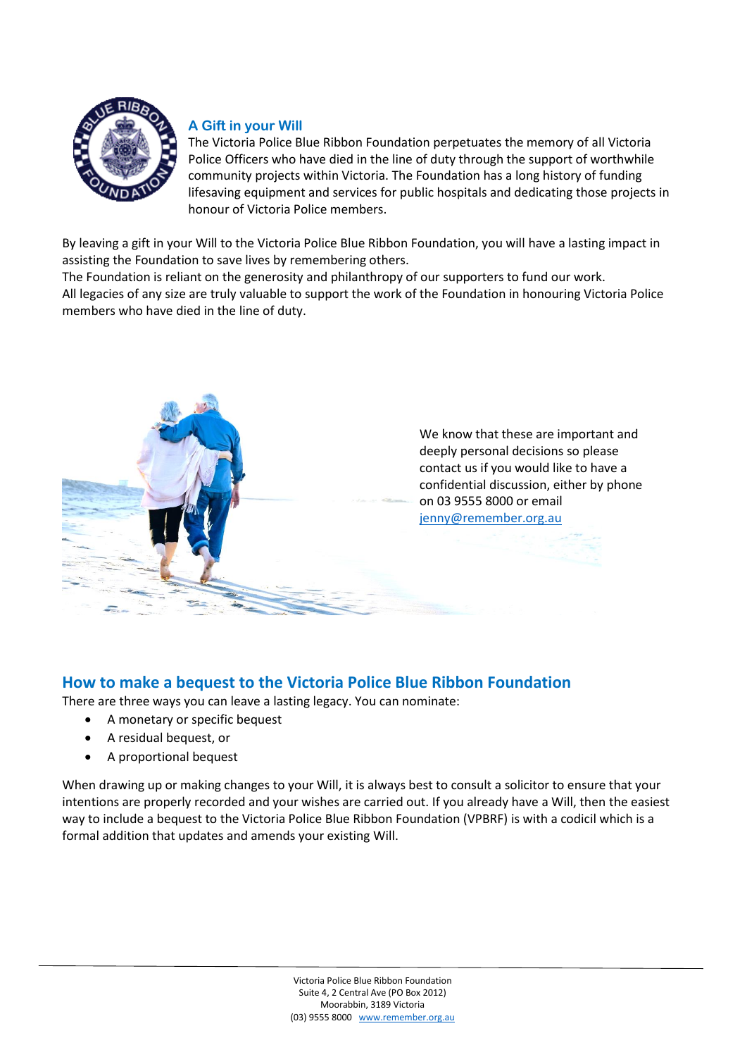## A Gift in your Will

The Victoria Police Blue Ribbon Foundation perpetuates the memory of all Victoria Police Officers who have died in the line of duty through the support of worthwhile community projects within Victoria. The Foundation has a long history of funding lifesaving equipment and services for public hospitals and dedicating those projects in honour of Victoria Police members.

By leaving a gift in your Will to the Victoria Police Blue Ribbon Foundation, you will have a lasting impact in assisting the Foundation to save lives by remembering others.
The Foundation is reliant on the generosity and philanthropy of our supporters to fund our work.
All legacies of any size are truly valuable to support the work of the Foundation in honouring Victoria Police members who have died in the line of duty.

We know that these are important and deeply personal decisions so please contact us if you would like to have a confidential discussion, either by phone on 03 9555 8000 or email jenny@remember.org.au

## How to make a bequest to the Victoria Police Blue Ribbon Foundation

There are three ways you can leave a lasting legacy. You can nominate:

- A monetary or specific bequest
- A residual bequest, or
- A proportional bequest

When drawing up or making changes to your Will, it is always best to consult a solicitor to ensure that your intentions are properly recorded and your wishes are carried out. If you already have a Will, then the easiest way to include a bequest to the Victoria Police Blue Ribbon Foundation (VPBRF) is with a codicil which is a formal addition that updates and amends your existing Will.

Victoria Police Blue Ribbon Foundation
Suite 4, 2 Central Ave (PO Box 2012)
Moorabbin, 3189 Victoria
(03) 9555 8000 www.remember.org.au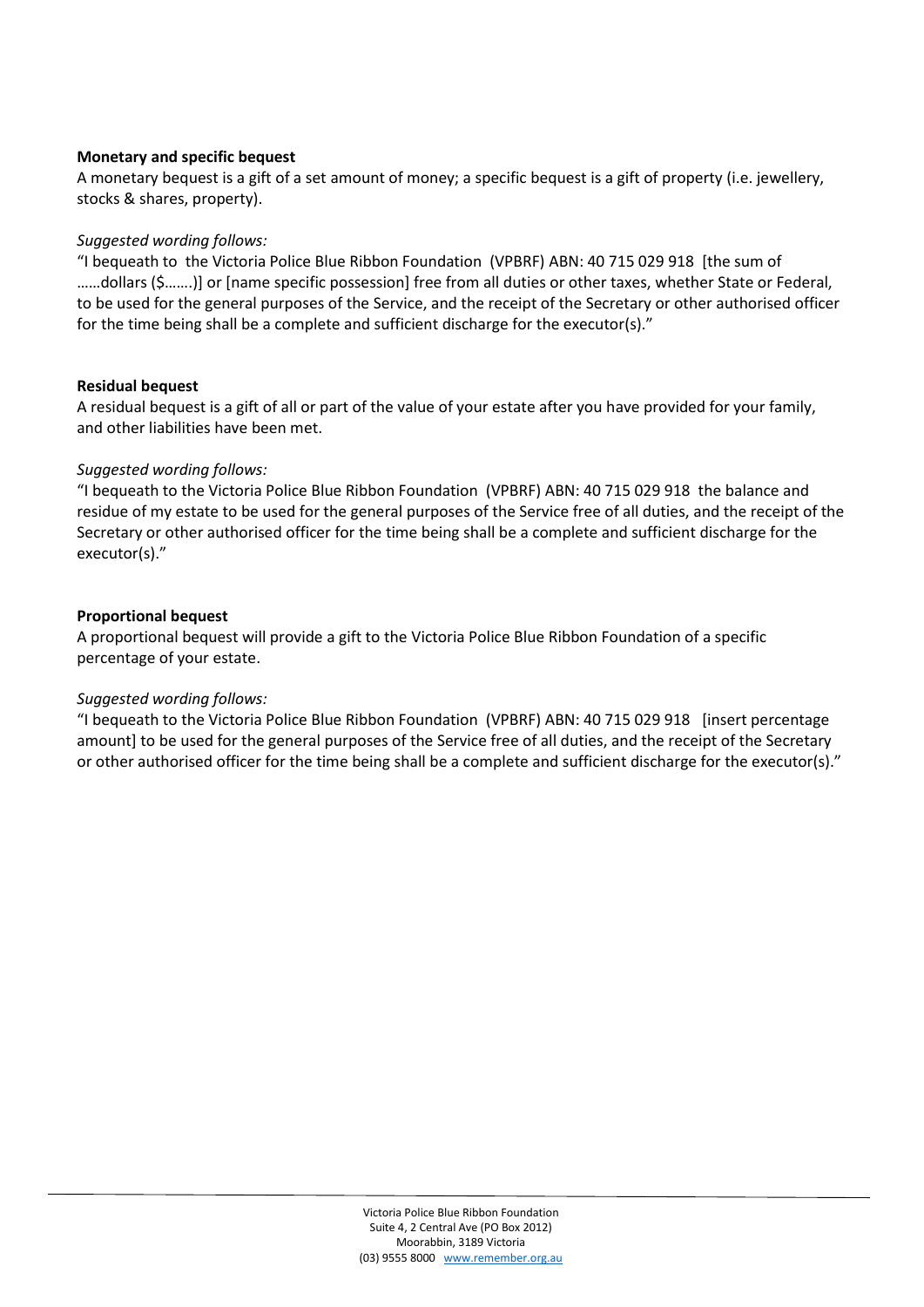**Monetary and specific bequest**

A monetary bequest is a gift of a set amount of money; a specific bequest is a gift of property (i.e. jewellery, stocks & shares, property).

*Suggested wording follows:*

"I bequeath to the Victoria Police Blue Ribbon Foundation (VPBRF) ABN: 40 715 029 918 [the sum of ……dollars ($…….)] or [name specific possession] free from all duties or other taxes, whether State or Federal, to be used for the general purposes of the Service, and the receipt of the Secretary or other authorised officer for the time being shall be a complete and sufficient discharge for the executor(s)."

**Residual bequest**

A residual bequest is a gift of all or part of the value of your estate after you have provided for your family, and other liabilities have been met.

*Suggested wording follows:*

"I bequeath to the Victoria Police Blue Ribbon Foundation (VPBRF) ABN: 40 715 029 918 the balance and residue of my estate to be used for the general purposes of the Service free of all duties, and the receipt of the Secretary or other authorised officer for the time being shall be a complete and sufficient discharge for the executor(s)."

**Proportional bequest**

A proportional bequest will provide a gift to the Victoria Police Blue Ribbon Foundation of a specific percentage of your estate.

*Suggested wording follows:*

"I bequeath to the Victoria Police Blue Ribbon Foundation (VPBRF) ABN: 40 715 029 918 [insert percentage amount] to be used for the general purposes of the Service free of all duties, and the receipt of the Secretary or other authorised officer for the time being shall be a complete and sufficient discharge for the executor(s)."